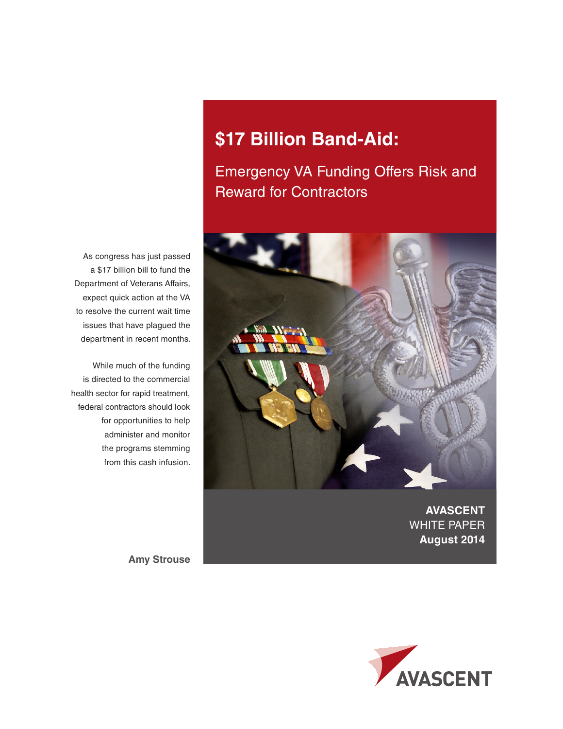# $17 Billion Band-Aid:

## Emergency VA Funding Offers Risk and Reward for Contractors

As congress has just passed a $17 billion bill to fund the Department of Veterans Affairs, expect quick action at the VA to resolve the current wait time issues that have plagued the department in recent months.

While much of the funding is directed to the commercial health sector for rapid treatment, federal contractors should look for opportunities to help administer and monitor the programs stemming from this cash infusion.

**AVASCENT**
WHITE PAPER
**August 2014**

**Amy Strouse**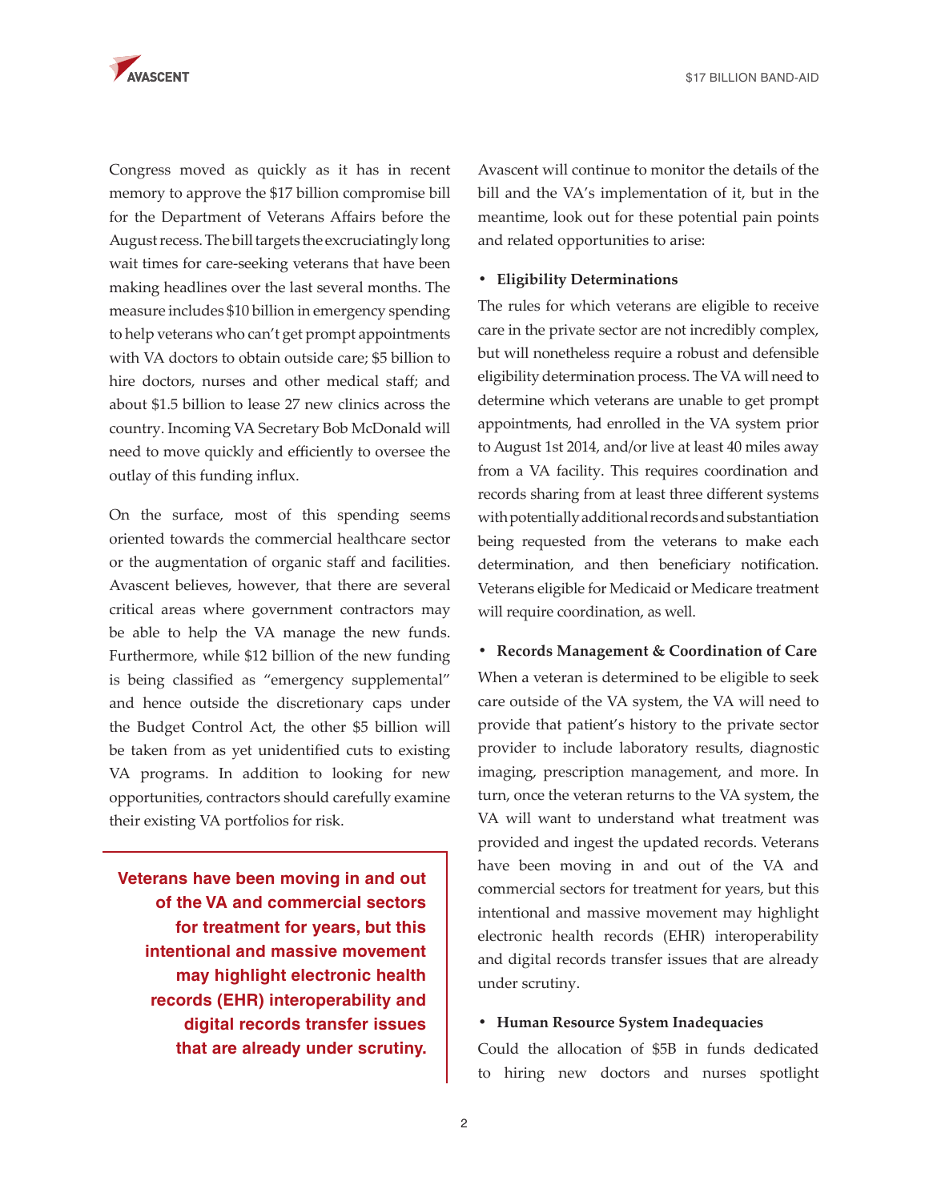Congress moved as quickly as it has in recent memory to approve the $17 billion compromise bill for the Department of Veterans Affairs before the August recess. The bill targets the excruciatingly long wait times for care-seeking veterans that have been making headlines over the last several months. The measure includes $10 billion in emergency spending to help veterans who can't get prompt appointments with VA doctors to obtain outside care; $5 billion to hire doctors, nurses and other medical staff; and about $1.5 billion to lease 27 new clinics across the country. Incoming VA Secretary Bob McDonald will need to move quickly and efficiently to oversee the outlay of this funding influx.

On the surface, most of this spending seems oriented towards the commercial healthcare sector or the augmentation of organic staff and facilities. Avascent believes, however, that there are several critical areas where government contractors may be able to help the VA manage the new funds. Furthermore, while $12 billion of the new funding is being classified as "emergency supplemental" and hence outside the discretionary caps under the Budget Control Act, the other $5 billion will be taken from as yet unidentified cuts to existing VA programs. In addition to looking for new opportunities, contractors should carefully examine their existing VA portfolios for risk.

> **Veterans have been moving in and out of the VA and commercial sectors for treatment for years, but this intentional and massive movement may highlight electronic health records (EHR) interoperability and digital records transfer issues that are already under scrutiny.**

Avascent will continue to monitor the details of the bill and the VA's implementation of it, but in the meantime, look out for these potential pain points and related opportunities to arise:

- **Eligibility Determinations**

The rules for which veterans are eligible to receive care in the private sector are not incredibly complex, but will nonetheless require a robust and defensible eligibility determination process. The VA will need to determine which veterans are unable to get prompt appointments, had enrolled in the VA system prior to August 1st 2014, and/or live at least 40 miles away from a VA facility. This requires coordination and records sharing from at least three different systems with potentially additional records and substantiation being requested from the veterans to make each determination, and then beneficiary notification. Veterans eligible for Medicaid or Medicare treatment will require coordination, as well.

- **Records Management & Coordination of Care**

When a veteran is determined to be eligible to seek care outside of the VA system, the VA will need to provide that patient's history to the private sector provider to include laboratory results, diagnostic imaging, prescription management, and more. In turn, once the veteran returns to the VA system, the VA will want to understand what treatment was provided and ingest the updated records. Veterans have been moving in and out of the VA and commercial sectors for treatment for years, but this intentional and massive movement may highlight electronic health records (EHR) interoperability and digital records transfer issues that are already under scrutiny.

- **Human Resource System Inadequacies**

Could the allocation of $5B in funds dedicated to hiring new doctors and nurses spotlight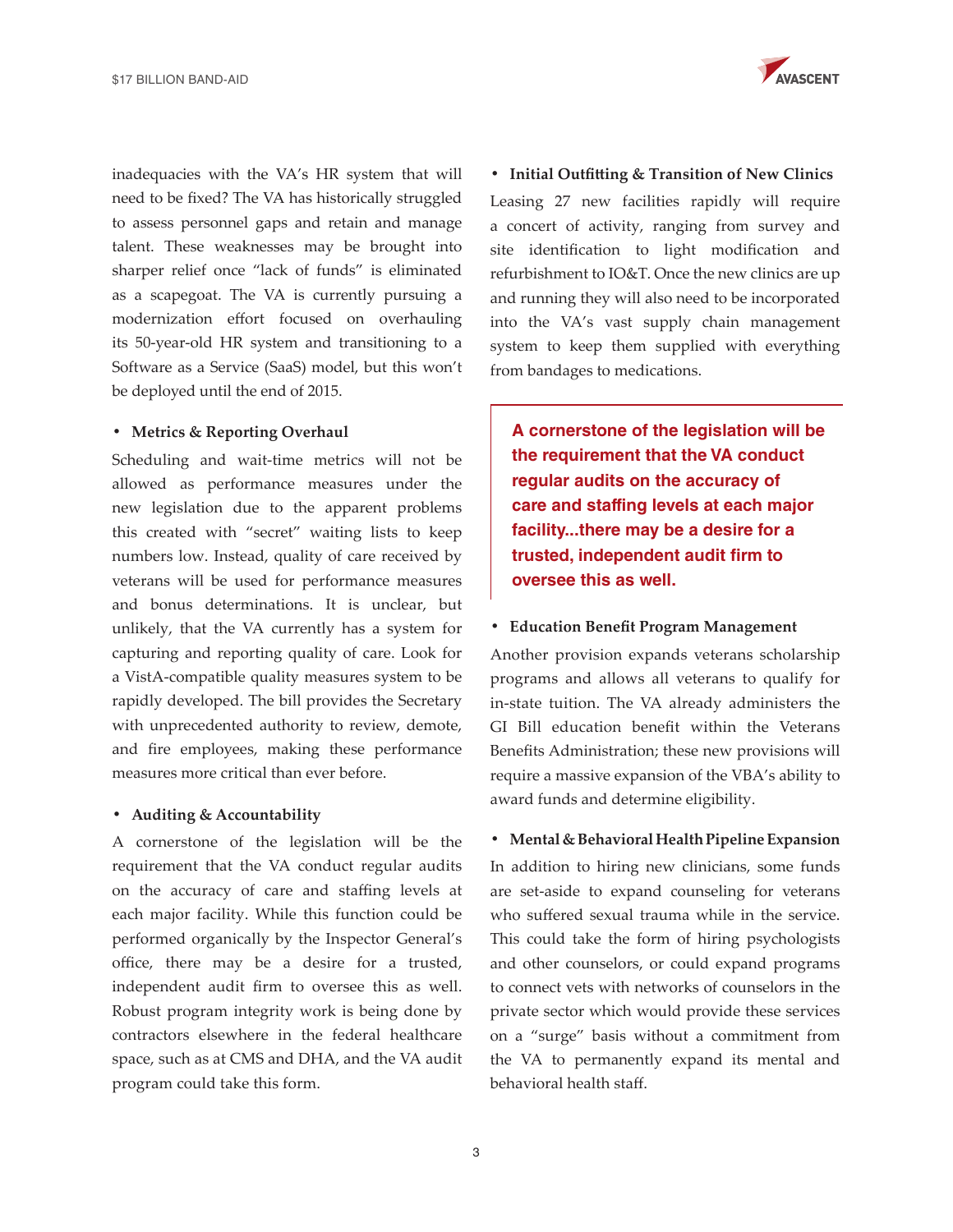inadequacies with the VA's HR system that will need to be fixed? The VA has historically struggled to assess personnel gaps and retain and manage talent. These weaknesses may be brought into sharper relief once "lack of funds" is eliminated as a scapegoat. The VA is currently pursuing a modernization effort focused on overhauling its 50-year-old HR system and transitioning to a Software as a Service (SaaS) model, but this won't be deployed until the end of 2015.

- **Metrics & Reporting Overhaul**

Scheduling and wait-time metrics will not be allowed as performance measures under the new legislation due to the apparent problems this created with "secret" waiting lists to keep numbers low. Instead, quality of care received by veterans will be used for performance measures and bonus determinations. It is unclear, but unlikely, that the VA currently has a system for capturing and reporting quality of care. Look for a VistA-compatible quality measures system to be rapidly developed. The bill provides the Secretary with unprecedented authority to review, demote, and fire employees, making these performance measures more critical than ever before.

- **Auditing & Accountability**

A cornerstone of the legislation will be the requirement that the VA conduct regular audits on the accuracy of care and staffing levels at each major facility. While this function could be performed organically by the Inspector General's office, there may be a desire for a trusted, independent audit firm to oversee this as well. Robust program integrity work is being done by contractors elsewhere in the federal healthcare space, such as at CMS and DHA, and the VA audit program could take this form.

- **Initial Outfitting & Transition of New Clinics**

Leasing 27 new facilities rapidly will require a concert of activity, ranging from survey and site identification to light modification and refurbishment to IO&T. Once the new clinics are up and running they will also need to be incorporated into the VA's vast supply chain management system to keep them supplied with everything from bandages to medications.

> **A cornerstone of the legislation will be the requirement that the VA conduct regular audits on the accuracy of care and staffing levels at each major facility...there may be a desire for a trusted, independent audit firm to oversee this as well.**

- **Education Benefit Program Management**

Another provision expands veterans scholarship programs and allows all veterans to qualify for in-state tuition. The VA already administers the GI Bill education benefit within the Veterans Benefits Administration; these new provisions will require a massive expansion of the VBA's ability to award funds and determine eligibility.

- **Mental & Behavioral Health Pipeline Expansion**

In addition to hiring new clinicians, some funds are set-aside to expand counseling for veterans who suffered sexual trauma while in the service. This could take the form of hiring psychologists and other counselors, or could expand programs to connect vets with networks of counselors in the private sector which would provide these services on a "surge" basis without a commitment from the VA to permanently expand its mental and behavioral health staff.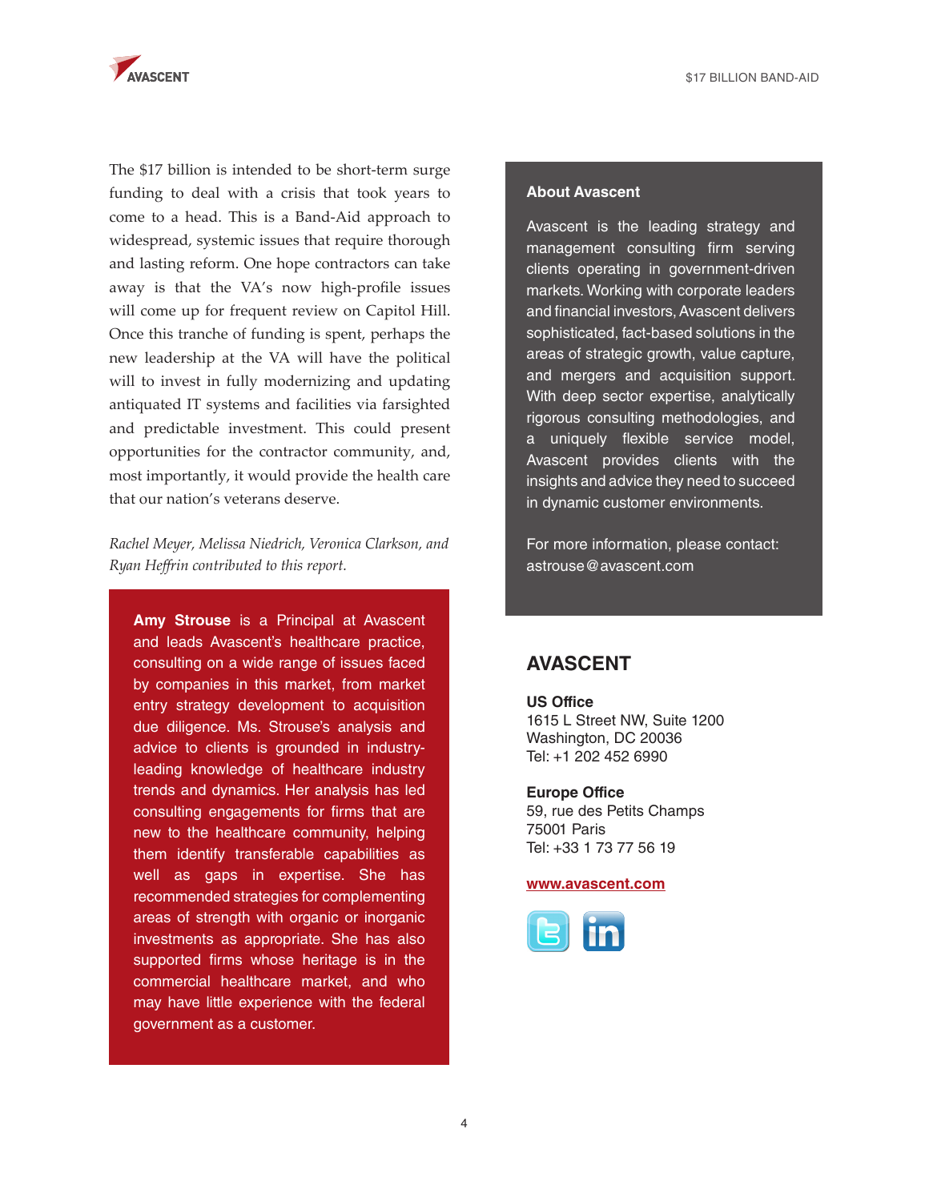The $17 billion is intended to be short-term surge funding to deal with a crisis that took years to come to a head. This is a Band-Aid approach to widespread, systemic issues that require thorough and lasting reform. One hope contractors can take away is that the VA's now high-profile issues will come up for frequent review on Capitol Hill. Once this tranche of funding is spent, perhaps the new leadership at the VA will have the political will to invest in fully modernizing and updating antiquated IT systems and facilities via farsighted and predictable investment. This could present opportunities for the contractor community, and, most importantly, it would provide the health care that our nation's veterans deserve.

*Rachel Meyer, Melissa Niedrich, Veronica Clarkson, and Ryan Heffrin contributed to this report.*

**Amy Strouse** is a Principal at Avascent and leads Avascent's healthcare practice, consulting on a wide range of issues faced by companies in this market, from market entry strategy development to acquisition due diligence. Ms. Strouse's analysis and advice to clients is grounded in industry-leading knowledge of healthcare industry trends and dynamics. Her analysis has led consulting engagements for firms that are new to the healthcare community, helping them identify transferable capabilities as well as gaps in expertise. She has recommended strategies for complementing areas of strength with organic or inorganic investments as appropriate. She has also supported firms whose heritage is in the commercial healthcare market, and who may have little experience with the federal government as a customer.

### About Avascent

Avascent is the leading strategy and management consulting firm serving clients operating in government-driven markets. Working with corporate leaders and financial investors, Avascent delivers sophisticated, fact-based solutions in the areas of strategic growth, value capture, and mergers and acquisition support. With deep sector expertise, analytically rigorous consulting methodologies, and a uniquely flexible service model, Avascent provides clients with the insights and advice they need to succeed in dynamic customer environments.

For more information, please contact:
astrouse@avascent.com

## AVASCENT

**US Office**
1615 L Street NW, Suite 1200
Washington, DC 20036
Tel: +1 202 452 6990

**Europe Office**
59, rue des Petits Champs
75001 Paris
Tel: +33 1 73 77 56 19

**www.avascent.com**